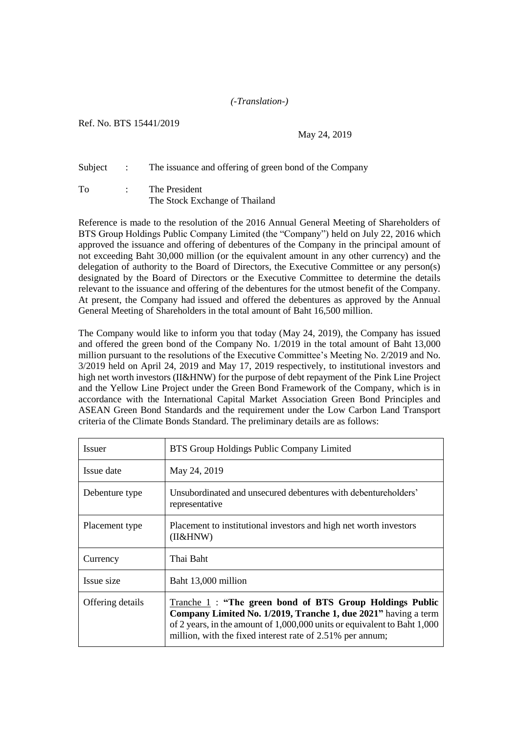*(-Translation-)*

Ref. No. BTS 15441/2019

May 24, 2019

Subject : The issuance and offering of green bond of the Company

To : The President
The Stock Exchange of Thailand

Reference is made to the resolution of the 2016 Annual General Meeting of Shareholders of BTS Group Holdings Public Company Limited (the "Company") held on July 22, 2016 which approved the issuance and offering of debentures of the Company in the principal amount of not exceeding Baht 30,000 million (or the equivalent amount in any other currency) and the delegation of authority to the Board of Directors, the Executive Committee or any person(s) designated by the Board of Directors or the Executive Committee to determine the details relevant to the issuance and offering of the debentures for the utmost benefit of the Company. At present, the Company had issued and offered the debentures as approved by the Annual General Meeting of Shareholders in the total amount of Baht 16,500 million.

The Company would like to inform you that today (May 24, 2019), the Company has issued and offered the green bond of the Company No. 1/2019 in the total amount of Baht 13,000 million pursuant to the resolutions of the Executive Committee's Meeting No. 2/2019 and No. 3/2019 held on April 24, 2019 and May 17, 2019 respectively, to institutional investors and high net worth investors (II&HNW) for the purpose of debt repayment of the Pink Line Project and the Yellow Line Project under the Green Bond Framework of the Company, which is in accordance with the International Capital Market Association Green Bond Principles and ASEAN Green Bond Standards and the requirement under the Low Carbon Land Transport criteria of the Climate Bonds Standard. The preliminary details are as follows:

| | |
|---|---|
| Issuer | BTS Group Holdings Public Company Limited |
| Issue date | May 24, 2019 |
| Debenture type | Unsubordinated and unsecured debentures with debentureholders' representative |
| Placement type | Placement to institutional investors and high net worth investors (II&HNW) |
| Currency | Thai Baht |
| Issue size | Baht 13,000 million |
| Offering details | Tranche 1 : **"The green bond of BTS Group Holdings Public Company Limited No. 1/2019, Tranche 1, due 2021"** having a term of 2 years, in the amount of 1,000,000 units or equivalent to Baht 1,000 million, with the fixed interest rate of 2.51% per annum; |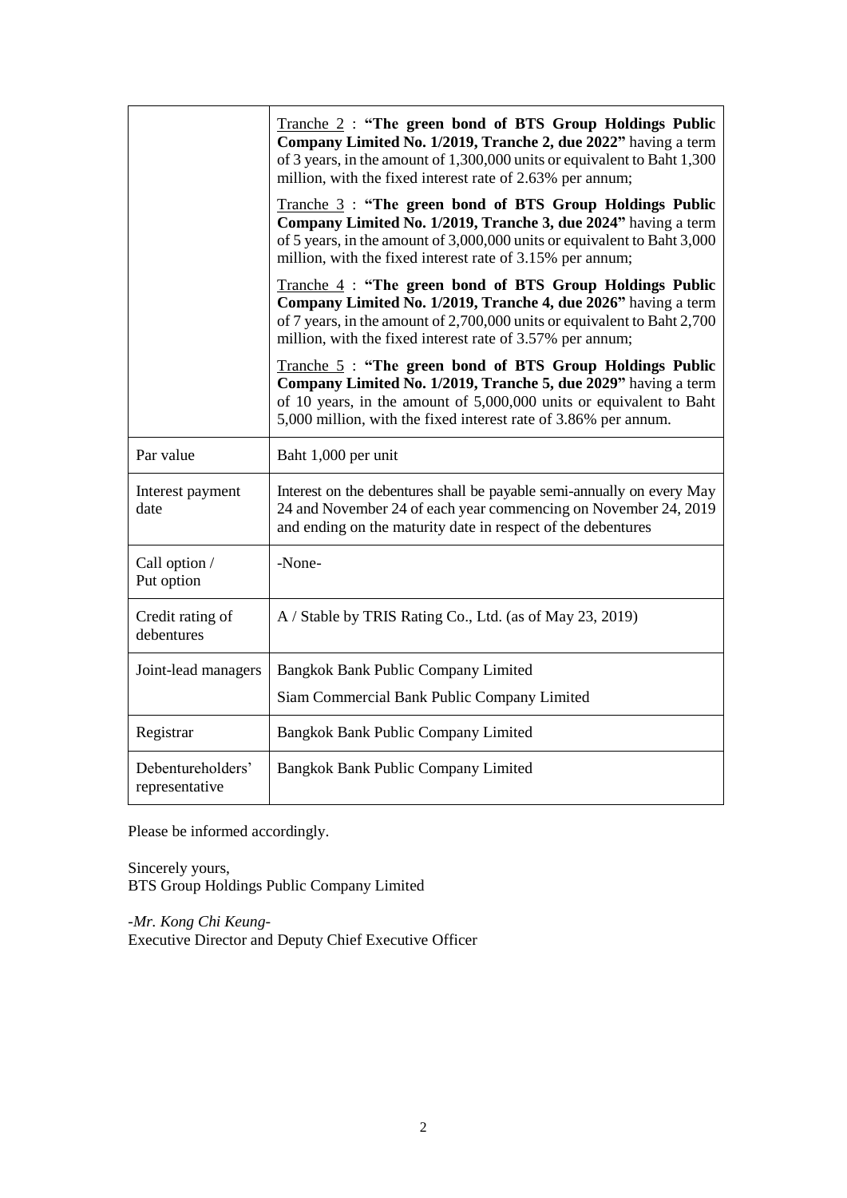| | |
|---|---|
| | <u>Tranche 2</u> : **"The green bond of BTS Group Holdings Public Company Limited No. 1/2019, Tranche 2, due 2022"** having a term of 3 years, in the amount of 1,300,000 units or equivalent to Baht 1,300 million, with the fixed interest rate of 2.63% per annum;<br><br><u>Tranche 3</u> : **"The green bond of BTS Group Holdings Public Company Limited No. 1/2019, Tranche 3, due 2024"** having a term of 5 years, in the amount of 3,000,000 units or equivalent to Baht 3,000 million, with the fixed interest rate of 3.15% per annum;<br><br><u>Tranche 4</u> : **"The green bond of BTS Group Holdings Public Company Limited No. 1/2019, Tranche 4, due 2026"** having a term of 7 years, in the amount of 2,700,000 units or equivalent to Baht 2,700 million, with the fixed interest rate of 3.57% per annum;<br><br><u>Tranche 5</u> : **"The green bond of BTS Group Holdings Public Company Limited No. 1/2019, Tranche 5, due 2029"** having a term of 10 years, in the amount of 5,000,000 units or equivalent to Baht 5,000 million, with the fixed interest rate of 3.86% per annum. |
| Par value | Baht 1,000 per unit |
| Interest payment date | Interest on the debentures shall be payable semi-annually on every May 24 and November 24 of each year commencing on November 24, 2019 and ending on the maturity date in respect of the debentures |
| Call option / Put option | -None- |
| Credit rating of debentures | A / Stable by TRIS Rating Co., Ltd. (as of May 23, 2019) |
| Joint-lead managers | Bangkok Bank Public Company Limited<br>Siam Commercial Bank Public Company Limited |
| Registrar | Bangkok Bank Public Company Limited |
| Debentureholders' representative | Bangkok Bank Public Company Limited |

Please be informed accordingly.

Sincerely yours,
BTS Group Holdings Public Company Limited

*-Mr. Kong Chi Keung-*
Executive Director and Deputy Chief Executive Officer